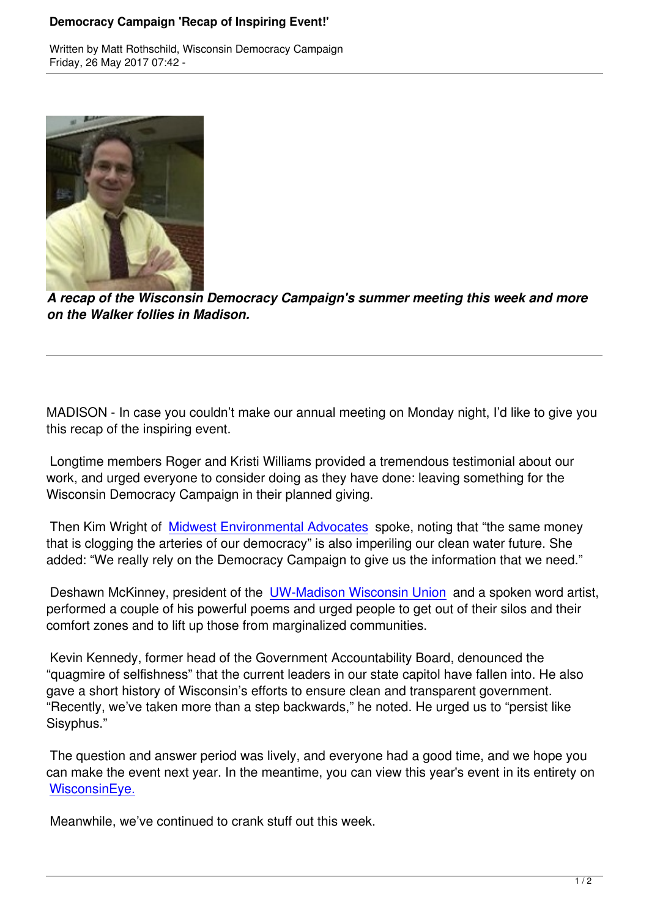# Democracy Campaign 'Recap of Inspiring Event!'

Written by Matt Rothschild, Wisconsin Democracy Campaign
Friday, 26 May 2017 07:42 -

***A recap of the Wisconsin Democracy Campaign's summer meeting this week and more on the Walker follies in Madison.***

---

MADISON - In case you couldn't make our annual meeting on Monday night, I'd like to give you this recap of the inspiring event.

Longtime members Roger and Kristi Williams provided a tremendous testimonial about our work, and urged everyone to consider doing as they have done: leaving something for the Wisconsin Democracy Campaign in their planned giving.

Then Kim Wright of Midwest Environmental Advocates spoke, noting that "the same money that is clogging the arteries of our democracy" is also imperiling our clean water future. She added: "We really rely on the Democracy Campaign to give us the information that we need."

Deshawn McKinney, president of the UW-Madison Wisconsin Union and a spoken word artist, performed a couple of his powerful poems and urged people to get out of their silos and their comfort zones and to lift up those from marginalized communities.

Kevin Kennedy, former head of the Government Accountability Board, denounced the "quagmire of selfishness" that the current leaders in our state capitol have fallen into. He also gave a short history of Wisconsin's efforts to ensure clean and transparent government. "Recently, we've taken more than a step backwards," he noted. He urged us to "persist like Sisyphus."

The question and answer period was lively, and everyone had a good time, and we hope you can make the event next year. In the meantime, you can view this year's event in its entirety on WisconsinEye.

Meanwhile, we've continued to crank stuff out this week.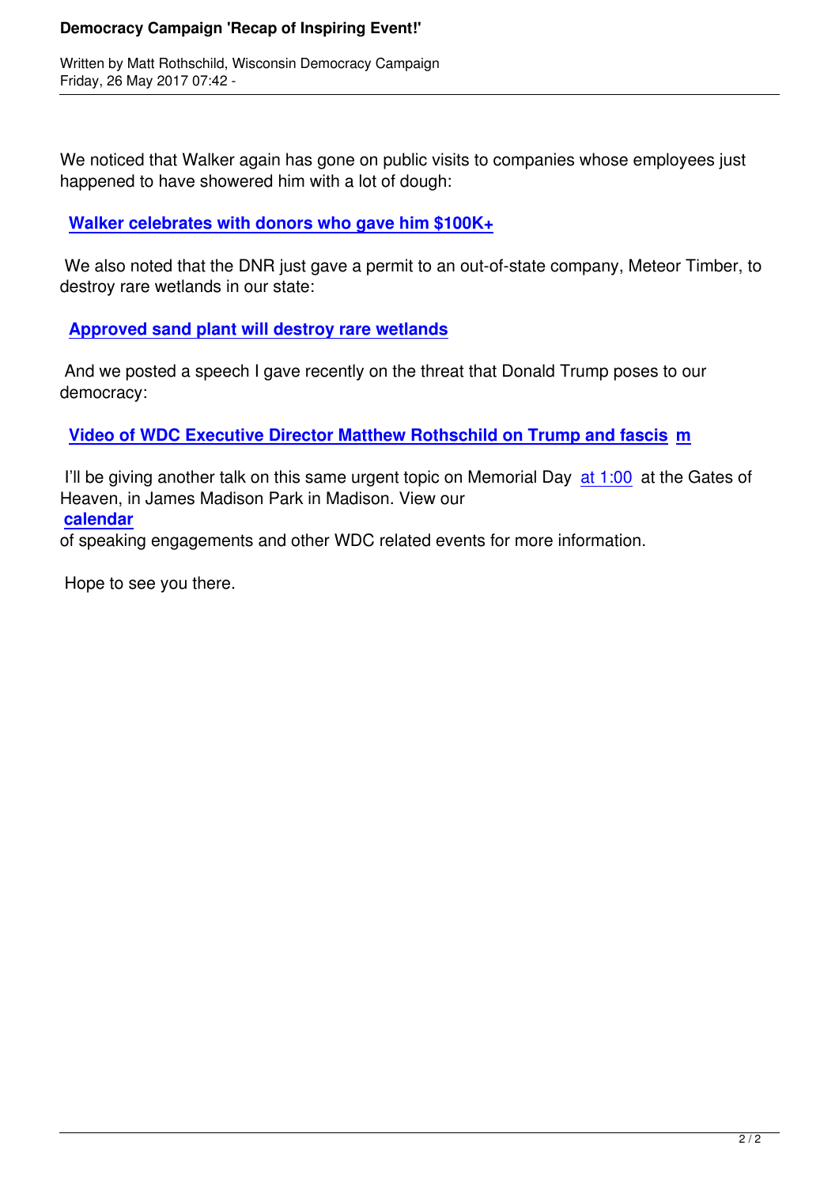We noticed that Walker again has gone on public visits to companies whose employees just happened to have showered him with a lot of dough:

**Walker celebrates with donors who gave him $100K+**

We also noted that the DNR just gave a permit to an out-of-state company, Meteor Timber, to destroy rare wetlands in our state:

**Approved sand plant will destroy rare wetlands**

And we posted a speech I gave recently on the threat that Donald Trump poses to our democracy:

**Video of WDC Executive Director Matthew Rothschild on Trump and fascism**

I'll be giving another talk on this same urgent topic on Memorial Day at 1:00 at the Gates of Heaven, in James Madison Park in Madison. View our **calendar** of speaking engagements and other WDC related events for more information.

Hope to see you there.